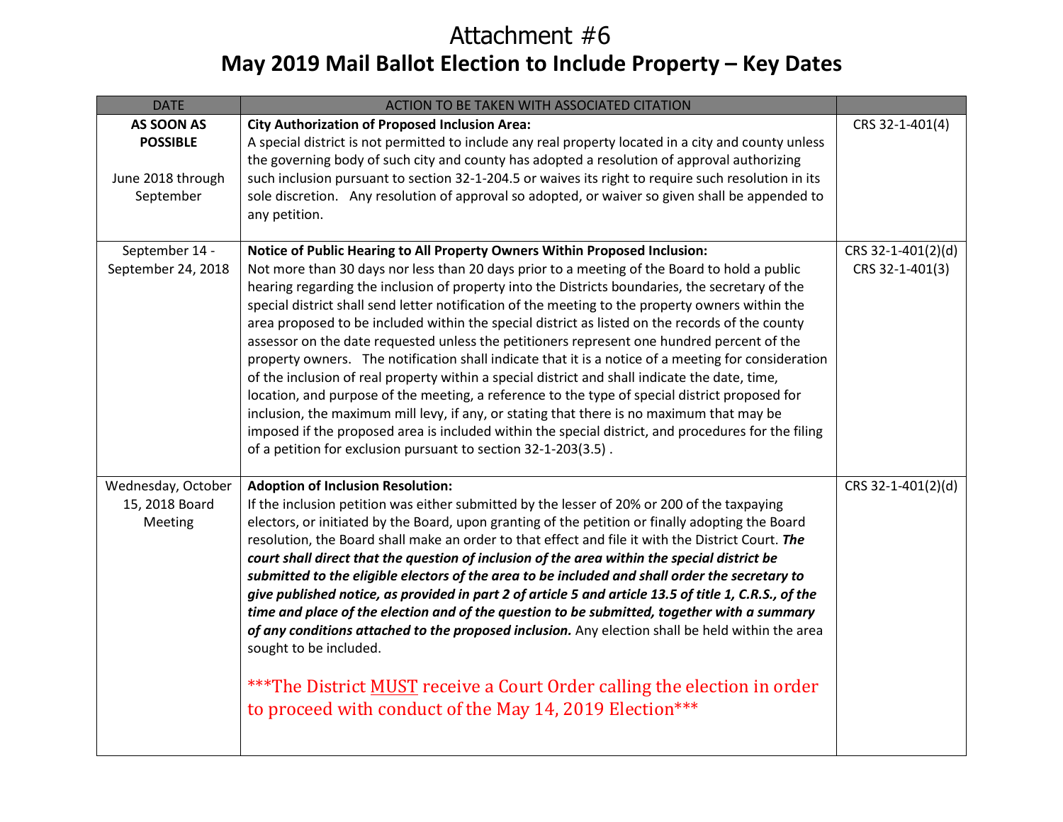# Attachment #6

## May 2019 Mail Ballot Election to Include Property – Key Dates

| DATE | ACTION TO BE TAKEN WITH ASSOCIATED CITATION | |
|---|---|---|
| **AS SOON AS POSSIBLE**<br><br>June 2018 through September | **City Authorization of Proposed Inclusion Area:**<br>A special district is not permitted to include any real property located in a city and county unless the governing body of such city and county has adopted a resolution of approval authorizing such inclusion pursuant to section 32-1-204.5 or waives its right to require such resolution in its sole discretion. Any resolution of approval so adopted, or waiver so given shall be appended to any petition. | CRS 32-1-401(4) |
| September 14 - September 24, 2018 | **Notice of Public Hearing to All Property Owners Within Proposed Inclusion:**<br>Not more than 30 days nor less than 20 days prior to a meeting of the Board to hold a public hearing regarding the inclusion of property into the Districts boundaries, the secretary of the special district shall send letter notification of the meeting to the property owners within the area proposed to be included within the special district as listed on the records of the county assessor on the date requested unless the petitioners represent one hundred percent of the property owners. The notification shall indicate that it is a notice of a meeting for consideration of the inclusion of real property within a special district and shall indicate the date, time, location, and purpose of the meeting, a reference to the type of special district proposed for inclusion, the maximum mill levy, if any, or stating that there is no maximum that may be imposed if the proposed area is included within the special district, and procedures for the filing of a petition for exclusion pursuant to section 32-1-203(3.5) . | CRS 32-1-401(2)(d)<br>CRS 32-1-401(3) |
| Wednesday, October 15, 2018 Board Meeting | **Adoption of Inclusion Resolution:**<br>If the inclusion petition was either submitted by the lesser of 20% or 200 of the taxpaying electors, or initiated by the Board, upon granting of the petition or finally adopting the Board resolution, the Board shall make an order to that effect and file it with the District Court. ***The court shall direct that the question of inclusion of the area within the special district be submitted to the eligible electors of the area to be included and shall order the secretary to give published notice, as provided in part 2 of article 5 and article 13.5 of title 1, C.R.S., of the time and place of the election and of the question to be submitted, together with a summary of any conditions attached to the proposed inclusion.*** Any election shall be held within the area sought to be included.<br><br>***The District <u>MUST</u> receive a Court Order calling the election in order to proceed with conduct of the May 14, 2019 Election*** | CRS 32-1-401(2)(d) |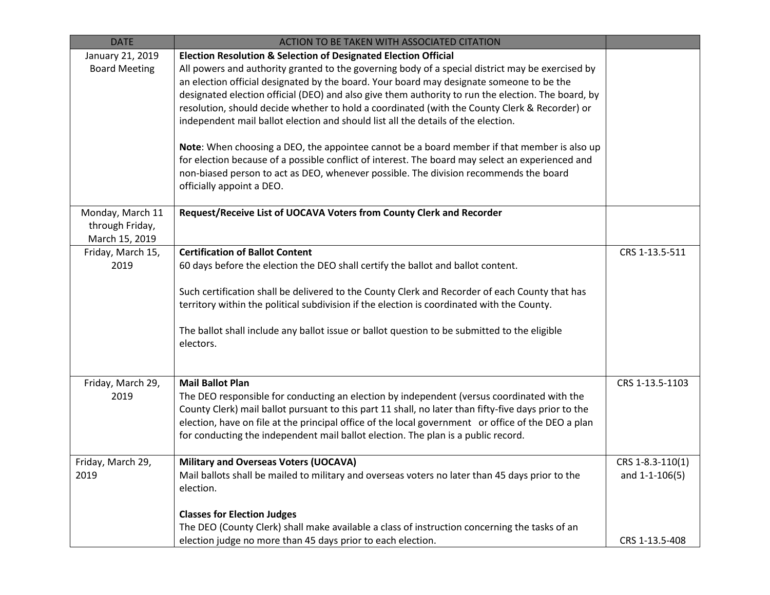| DATE | ACTION TO BE TAKEN WITH ASSOCIATED CITATION | |
|---|---|---|
| January 21, 2019 Board Meeting | **Election Resolution & Selection of Designated Election Official**<br>All powers and authority granted to the governing body of a special district may be exercised by an election official designated by the board. Your board may designate someone to be the designated election official (DEO) and also give them authority to run the election. The board, by resolution, should decide whether to hold a coordinated (with the County Clerk & Recorder) or independent mail ballot election and should list all the details of the election.<br><br>**Note**: When choosing a DEO, the appointee cannot be a board member if that member is also up for election because of a possible conflict of interest. The board may select an experienced and non-biased person to act as DEO, whenever possible. The division recommends the board officially appoint a DEO. | |
| Monday, March 11 through Friday, March 15, 2019 | **Request/Receive List of UOCAVA Voters from County Clerk and Recorder** | |
| Friday, March 15, 2019 | **Certification of Ballot Content**<br>60 days before the election the DEO shall certify the ballot and ballot content.<br><br>Such certification shall be delivered to the County Clerk and Recorder of each County that has territory within the political subdivision if the election is coordinated with the County.<br><br>The ballot shall include any ballot issue or ballot question to be submitted to the eligible electors. | CRS 1-13.5-511 |
| Friday, March 29, 2019 | **Mail Ballot Plan**<br>The DEO responsible for conducting an election by independent (versus coordinated with the County Clerk) mail ballot pursuant to this part 11 shall, no later than fifty-five days prior to the election, have on file at the principal office of the local government or office of the DEO a plan for conducting the independent mail ballot election. The plan is a public record. | CRS 1-13.5-1103 |
| Friday, March 29, 2019 | **Military and Overseas Voters (UOCAVA)**<br>Mail ballots shall be mailed to military and overseas voters no later than 45 days prior to the election.<br><br>**Classes for Election Judges**<br>The DEO (County Clerk) shall make available a class of instruction concerning the tasks of an election judge no more than 45 days prior to each election. | CRS 1-8.3-110(1) and 1-1-106(5)<br><br>CRS 1-13.5-408 |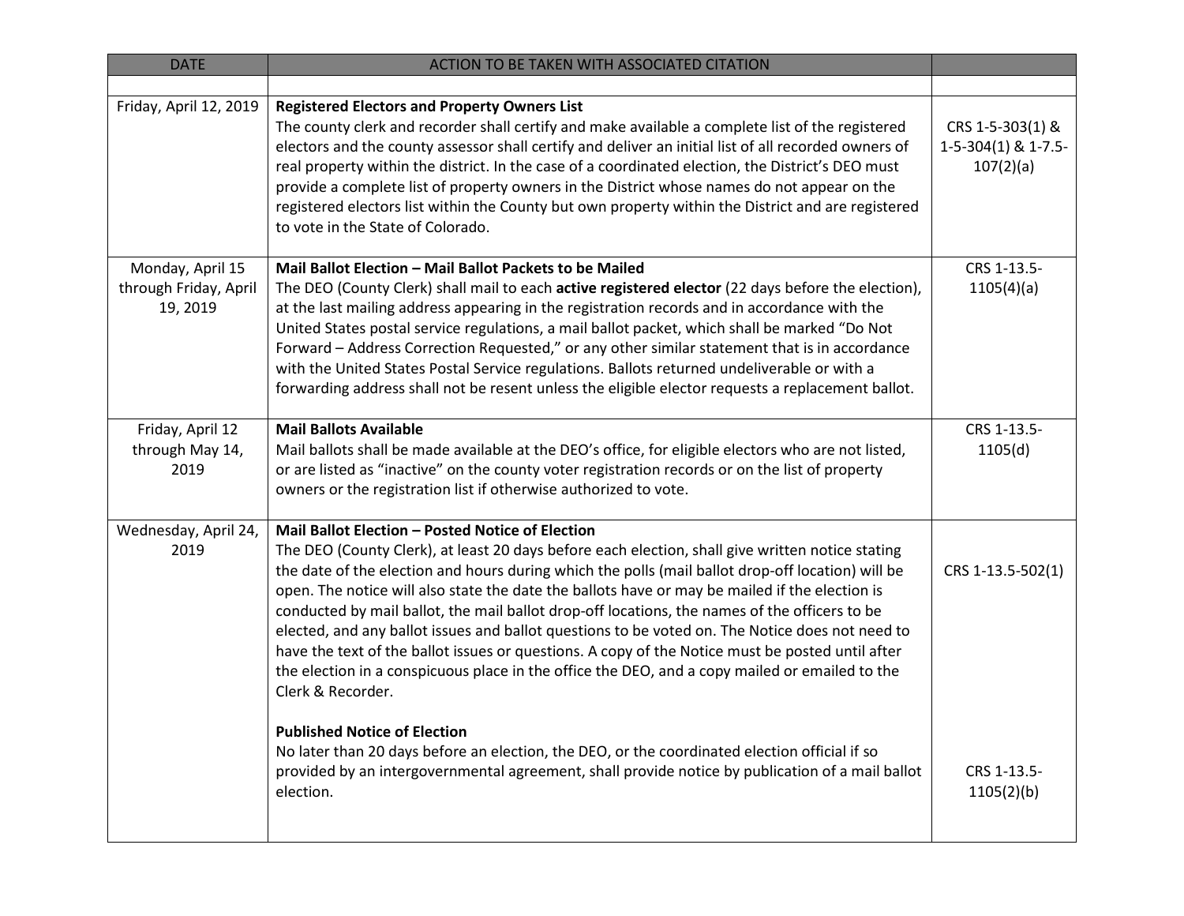| DATE | ACTION TO BE TAKEN WITH ASSOCIATED CITATION | |
|---|---|---|
| | | |
| Friday, April 12, 2019 | **Registered Electors and Property Owners List**<br>The county clerk and recorder shall certify and make available a complete list of the registered electors and the county assessor shall certify and deliver an initial list of all recorded owners of real property within the district. In the case of a coordinated election, the District's DEO must provide a complete list of property owners in the District whose names do not appear on the registered electors list within the County but own property within the District and are registered to vote in the State of Colorado. | CRS 1-5-303(1) & 1-5-304(1) & 1-7.5-107(2)(a) |
| Monday, April 15 through Friday, April 19, 2019 | **Mail Ballot Election – Mail Ballot Packets to be Mailed**<br>The DEO (County Clerk) shall mail to each **active registered elector** (22 days before the election), at the last mailing address appearing in the registration records and in accordance with the United States postal service regulations, a mail ballot packet, which shall be marked "Do Not Forward – Address Correction Requested," or any other similar statement that is in accordance with the United States Postal Service regulations. Ballots returned undeliverable or with a forwarding address shall not be resent unless the eligible elector requests a replacement ballot. | CRS 1-13.5-1105(4)(a) |
| Friday, April 12 through May 14, 2019 | **Mail Ballots Available**<br>Mail ballots shall be made available at the DEO's office, for eligible electors who are not listed, or are listed as "inactive" on the county voter registration records or on the list of property owners or the registration list if otherwise authorized to vote. | CRS 1-13.5-1105(d) |
| Wednesday, April 24, 2019 | **Mail Ballot Election – Posted Notice of Election**<br>The DEO (County Clerk), at least 20 days before each election, shall give written notice stating the date of the election and hours during which the polls (mail ballot drop-off location) will be open. The notice will also state the date the ballots have or may be mailed if the election is conducted by mail ballot, the mail ballot drop-off locations, the names of the officers to be elected, and any ballot issues and ballot questions to be voted on. The Notice does not need to have the text of the ballot issues or questions. A copy of the Notice must be posted until after the election in a conspicuous place in the office the DEO, and a copy mailed or emailed to the Clerk & Recorder.<br><br>**Published Notice of Election**<br>No later than 20 days before an election, the DEO, or the coordinated election official if so provided by an intergovernmental agreement, shall provide notice by publication of a mail ballot election. | CRS 1-13.5-502(1)<br><br>CRS 1-13.5-1105(2)(b) |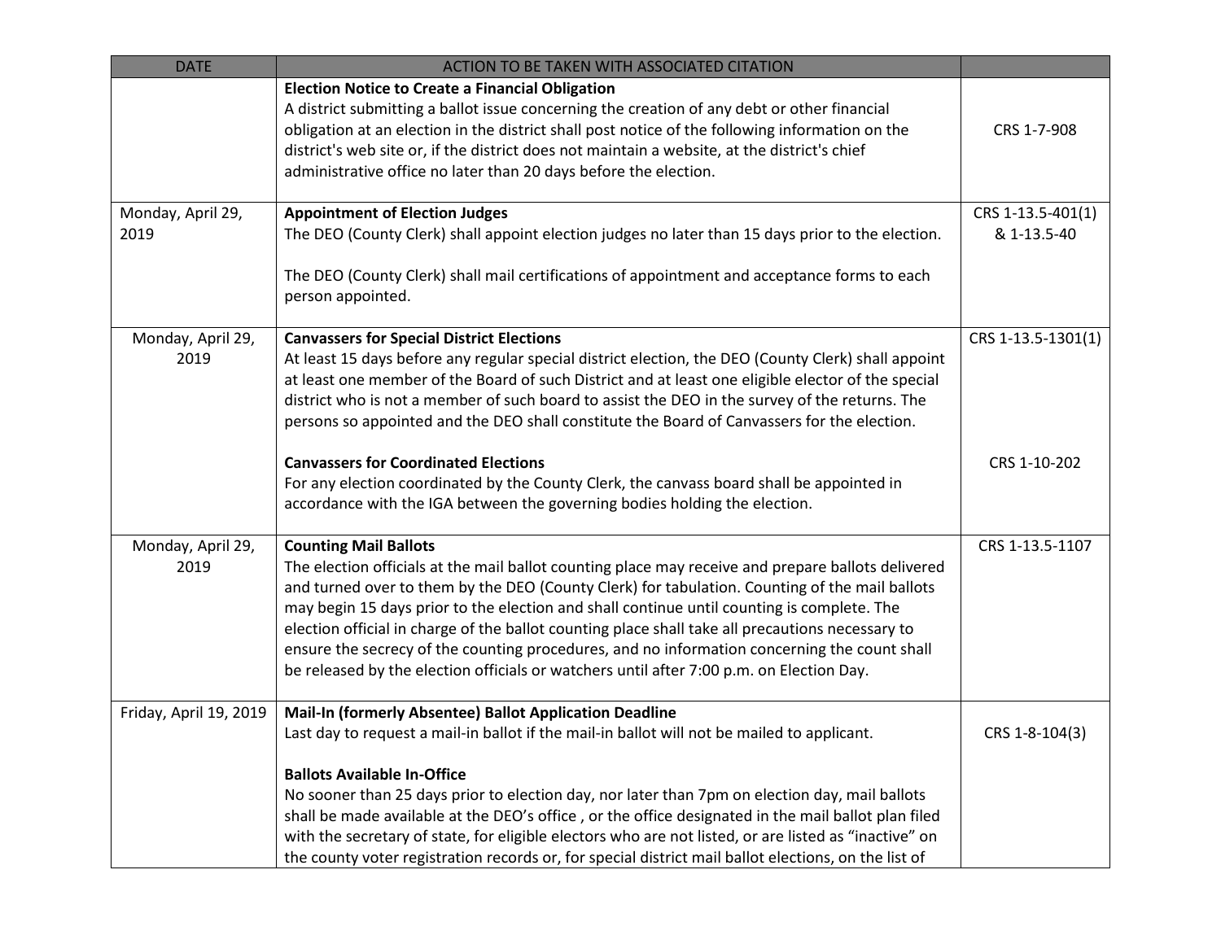| DATE | ACTION TO BE TAKEN WITH ASSOCIATED CITATION | |
|---|---|---|
| | **Election Notice to Create a Financial Obligation**<br>A district submitting a ballot issue concerning the creation of any debt or other financial obligation at an election in the district shall post notice of the following information on the district's web site or, if the district does not maintain a website, at the district's chief administrative office no later than 20 days before the election. | CRS 1-7-908 |
| Monday, April 29, 2019 | **Appointment of Election Judges**<br>The DEO (County Clerk) shall appoint election judges no later than 15 days prior to the election.<br><br>The DEO (County Clerk) shall mail certifications of appointment and acceptance forms to each person appointed. | CRS 1-13.5-401(1) & 1-13.5-40 |
| Monday, April 29, 2019 | **Canvassers for Special District Elections**<br>At least 15 days before any regular special district election, the DEO (County Clerk) shall appoint at least one member of the Board of such District and at least one eligible elector of the special district who is not a member of such board to assist the DEO in the survey of the returns. The persons so appointed and the DEO shall constitute the Board of Canvassers for the election.<br><br>**Canvassers for Coordinated Elections**<br>For any election coordinated by the County Clerk, the canvass board shall be appointed in accordance with the IGA between the governing bodies holding the election. | CRS 1-13.5-1301(1)<br><br>CRS 1-10-202 |
| Monday, April 29, 2019 | **Counting Mail Ballots**<br>The election officials at the mail ballot counting place may receive and prepare ballots delivered and turned over to them by the DEO (County Clerk) for tabulation. Counting of the mail ballots may begin 15 days prior to the election and shall continue until counting is complete. The election official in charge of the ballot counting place shall take all precautions necessary to ensure the secrecy of the counting procedures, and no information concerning the count shall be released by the election officials or watchers until after 7:00 p.m. on Election Day. | CRS 1-13.5-1107 |
| Friday, April 19, 2019 | **Mail-In (formerly Absentee) Ballot Application Deadline**<br>Last day to request a mail-in ballot if the mail-in ballot will not be mailed to applicant.<br><br>**Ballots Available In-Office**<br>No sooner than 25 days prior to election day, nor later than 7pm on election day, mail ballots shall be made available at the DEO's office , or the office designated in the mail ballot plan filed with the secretary of state, for eligible electors who are not listed, or are listed as "inactive" on the county voter registration records or, for special district mail ballot elections, on the list of | CRS 1-8-104(3) |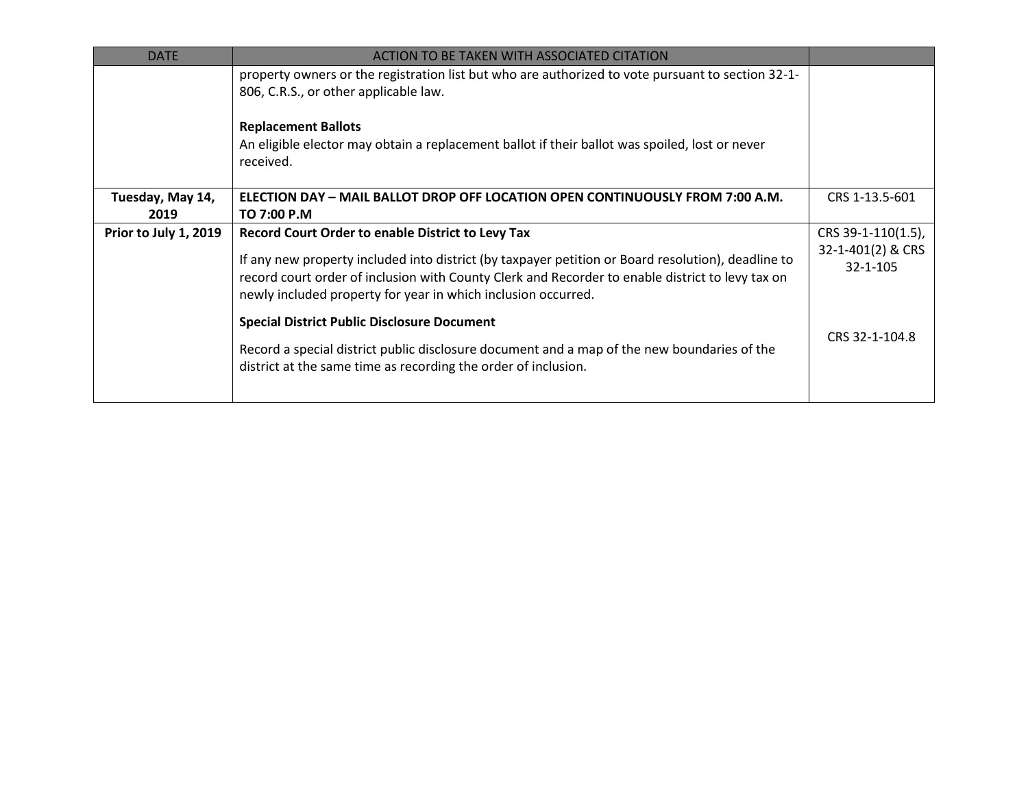| DATE | ACTION TO BE TAKEN WITH ASSOCIATED CITATION | |
|---|---|---|
| | property owners or the registration list but who are authorized to vote pursuant to section 32-1-806, C.R.S., or other applicable law.<br><br>**Replacement Ballots**<br>An eligible elector may obtain a replacement ballot if their ballot was spoiled, lost or never received. | |
| **Tuesday, May 14, 2019** | **ELECTION DAY – MAIL BALLOT DROP OFF LOCATION OPEN CONTINUOUSLY FROM 7:00 A.M. TO 7:00 P.M** | CRS 1-13.5-601 |
| **Prior to July 1, 2019** | **Record Court Order to enable District to Levy Tax**<br><br>If any new property included into district (by taxpayer petition or Board resolution), deadline to record court order of inclusion with County Clerk and Recorder to enable district to levy tax on newly included property for year in which inclusion occurred.<br><br>**Special District Public Disclosure Document**<br><br>Record a special district public disclosure document and a map of the new boundaries of the district at the same time as recording the order of inclusion. | CRS 39-1-110(1.5), 32-1-401(2) & CRS 32-1-105<br><br>CRS 32-1-104.8 |